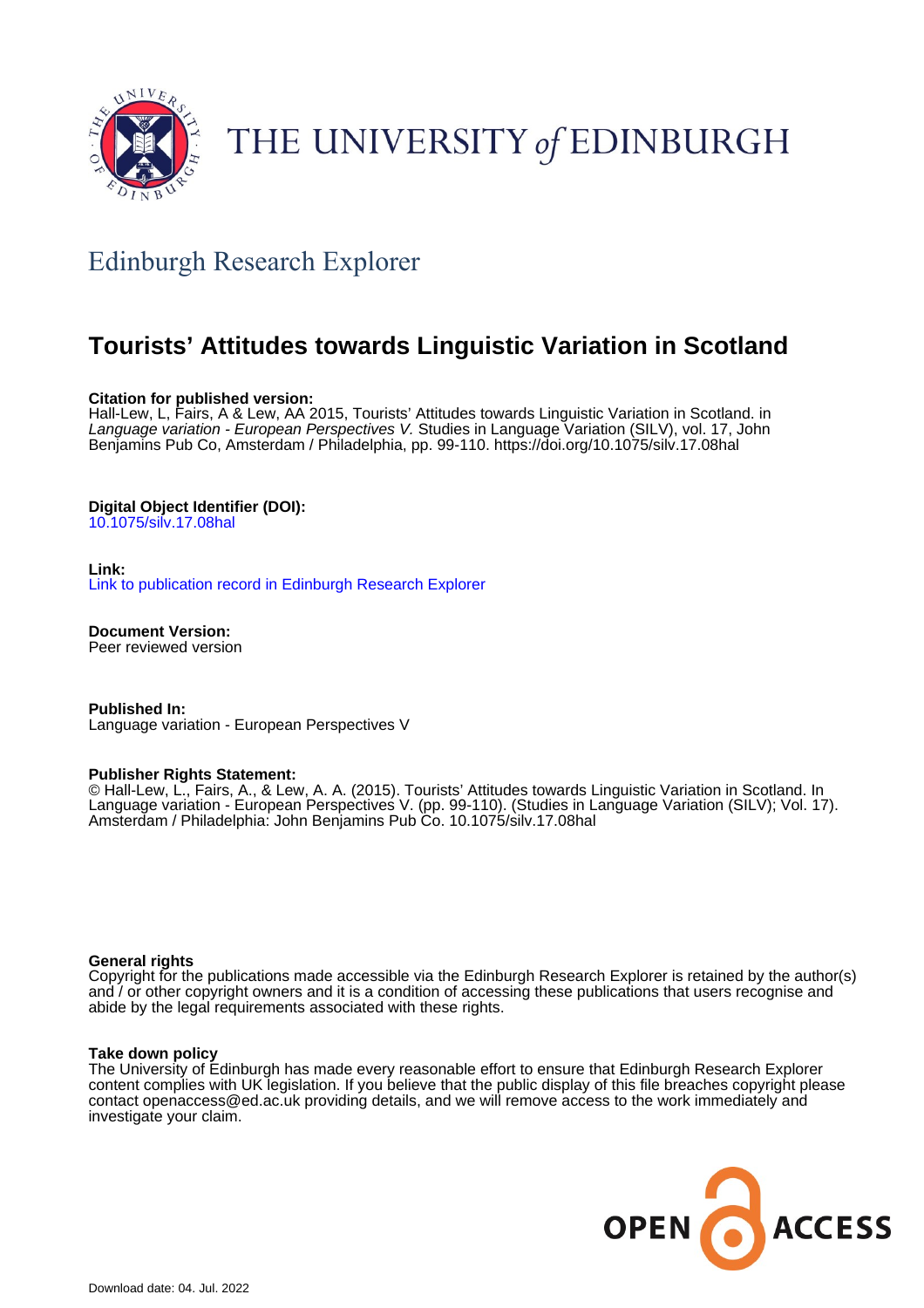THE UNIVERSITY *of* EDINBURGH

## Edinburgh Research Explorer

# Tourists' Attitudes towards Linguistic Variation in Scotland

**Citation for published version:**
Hall-Lew, L, Fairs, A & Lew, AA 2015, Tourists' Attitudes towards Linguistic Variation in Scotland. in *Language variation - European Perspectives V.* Studies in Language Variation (SILV), vol. 17, John Benjamins Pub Co, Amsterdam / Philadelphia, pp. 99-110. https://doi.org/10.1075/silv.17.08hal

**Digital Object Identifier (DOI):**
10.1075/silv.17.08hal

**Link:**
Link to publication record in Edinburgh Research Explorer

**Document Version:**
Peer reviewed version

**Published In:**
Language variation - European Perspectives V

**Publisher Rights Statement:**
© Hall-Lew, L., Fairs, A., & Lew, A. A. (2015). Tourists' Attitudes towards Linguistic Variation in Scotland. In Language variation - European Perspectives V. (pp. 99-110). (Studies in Language Variation (SILV); Vol. 17). Amsterdam / Philadelphia: John Benjamins Pub Co. 10.1075/silv.17.08hal

**General rights**
Copyright for the publications made accessible via the Edinburgh Research Explorer is retained by the author(s) and / or other copyright owners and it is a condition of accessing these publications that users recognise and abide by the legal requirements associated with these rights.

**Take down policy**
The University of Edinburgh has made every reasonable effort to ensure that Edinburgh Research Explorer content complies with UK legislation. If you believe that the public display of this file breaches copyright please contact openaccess@ed.ac.uk providing details, and we will remove access to the work immediately and investigate your claim.

OPEN ACCESS

Download date: 04. Jul. 2022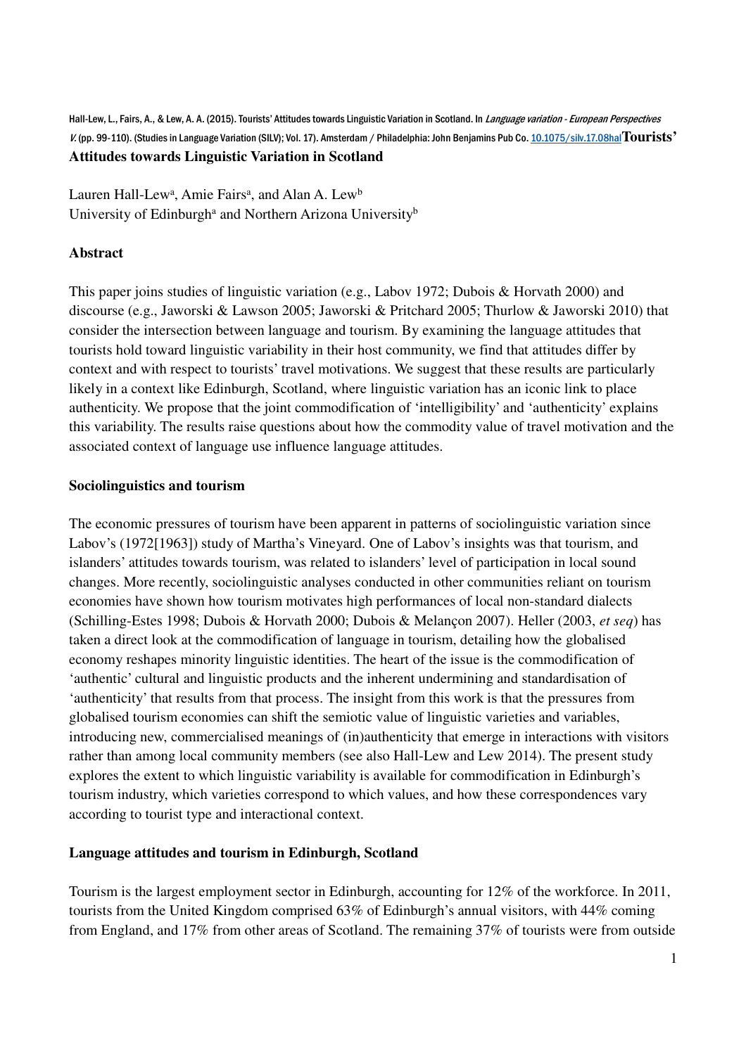Hall-Lew, L., Fairs, A., & Lew, A. A. (2015). Tourists' Attitudes towards Linguistic Variation in Scotland. In *Language variation - European Perspectives V.* (pp. 99-110). (Studies in Language Variation (SILV); Vol. 17). Amsterdam / Philadelphia: John Benjamins Pub Co. 10.1075/silv.17.08hal

# Tourists' Attitudes towards Linguistic Variation in Scotland

Lauren Hall-Lew[a], Amie Fairs[a], and Alan A. Lew[b]
University of Edinburgh[a] and Northern Arizona University[b]

## Abstract

This paper joins studies of linguistic variation (e.g., Labov 1972; Dubois & Horvath 2000) and discourse (e.g., Jaworski & Lawson 2005; Jaworski & Pritchard 2005; Thurlow & Jaworski 2010) that consider the intersection between language and tourism. By examining the language attitudes that tourists hold toward linguistic variability in their host community, we find that attitudes differ by context and with respect to tourists' travel motivations. We suggest that these results are particularly likely in a context like Edinburgh, Scotland, where linguistic variation has an iconic link to place authenticity. We propose that the joint commodification of 'intelligibility' and 'authenticity' explains this variability. The results raise questions about how the commodity value of travel motivation and the associated context of language use influence language attitudes.

## Sociolinguistics and tourism

The economic pressures of tourism have been apparent in patterns of sociolinguistic variation since Labov's (1972[1963]) study of Martha's Vineyard. One of Labov's insights was that tourism, and islanders' attitudes towards tourism, was related to islanders' level of participation in local sound changes. More recently, sociolinguistic analyses conducted in other communities reliant on tourism economies have shown how tourism motivates high performances of local non-standard dialects (Schilling-Estes 1998; Dubois & Horvath 2000; Dubois & Melançon 2007). Heller (2003, *et seq*) has taken a direct look at the commodification of language in tourism, detailing how the globalised economy reshapes minority linguistic identities. The heart of the issue is the commodification of 'authentic' cultural and linguistic products and the inherent undermining and standardisation of 'authenticity' that results from that process. The insight from this work is that the pressures from globalised tourism economies can shift the semiotic value of linguistic varieties and variables, introducing new, commercialised meanings of (in)authenticity that emerge in interactions with visitors rather than among local community members (see also Hall-Lew and Lew 2014). The present study explores the extent to which linguistic variability is available for commodification in Edinburgh's tourism industry, which varieties correspond to which values, and how these correspondences vary according to tourist type and interactional context.

## Language attitudes and tourism in Edinburgh, Scotland

Tourism is the largest employment sector in Edinburgh, accounting for 12% of the workforce. In 2011, tourists from the United Kingdom comprised 63% of Edinburgh's annual visitors, with 44% coming from England, and 17% from other areas of Scotland. The remaining 37% of tourists were from outside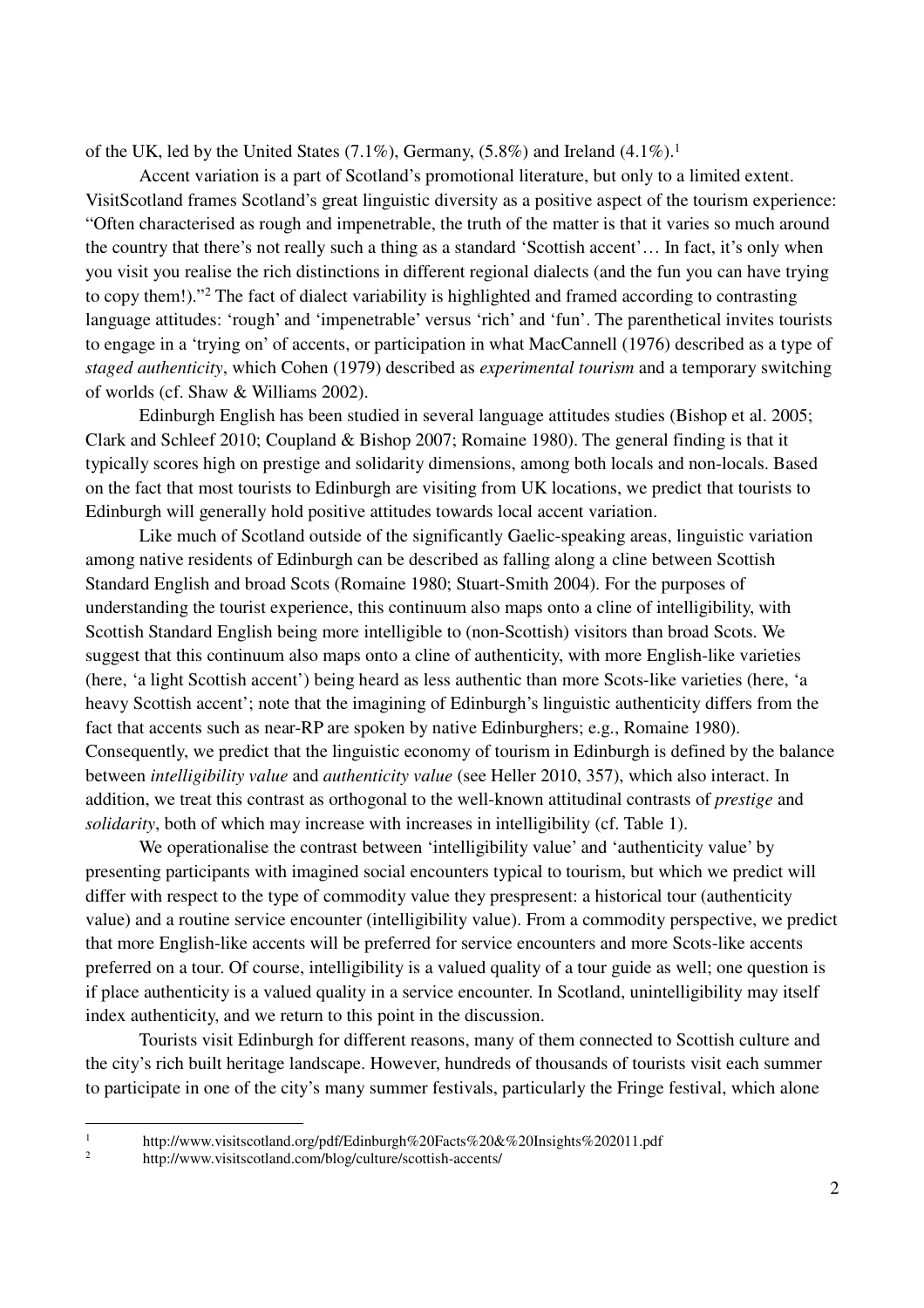of the UK, led by the United States (7.1%), Germany, (5.8%) and Ireland (4.1%).[1]

Accent variation is a part of Scotland's promotional literature, but only to a limited extent. VisitScotland frames Scotland's great linguistic diversity as a positive aspect of the tourism experience: "Often characterised as rough and impenetrable, the truth of the matter is that it varies so much around the country that there's not really such a thing as a standard 'Scottish accent'… In fact, it's only when you visit you realise the rich distinctions in different regional dialects (and the fun you can have trying to copy them!)."[2] The fact of dialect variability is highlighted and framed according to contrasting language attitudes: 'rough' and 'impenetrable' versus 'rich' and 'fun'. The parenthetical invites tourists to engage in a 'trying on' of accents, or participation in what MacCannell (1976) described as a type of *staged authenticity*, which Cohen (1979) described as *experimental tourism* and a temporary switching of worlds (cf. Shaw & Williams 2002).

Edinburgh English has been studied in several language attitudes studies (Bishop et al. 2005; Clark and Schleef 2010; Coupland & Bishop 2007; Romaine 1980). The general finding is that it typically scores high on prestige and solidarity dimensions, among both locals and non-locals. Based on the fact that most tourists to Edinburgh are visiting from UK locations, we predict that tourists to Edinburgh will generally hold positive attitudes towards local accent variation.

Like much of Scotland outside of the significantly Gaelic-speaking areas, linguistic variation among native residents of Edinburgh can be described as falling along a cline between Scottish Standard English and broad Scots (Romaine 1980; Stuart-Smith 2004). For the purposes of understanding the tourist experience, this continuum also maps onto a cline of intelligibility, with Scottish Standard English being more intelligible to (non-Scottish) visitors than broad Scots. We suggest that this continuum also maps onto a cline of authenticity, with more English-like varieties (here, 'a light Scottish accent') being heard as less authentic than more Scots-like varieties (here, 'a heavy Scottish accent'; note that the imagining of Edinburgh's linguistic authenticity differs from the fact that accents such as near-RP are spoken by native Edinburghers; e.g., Romaine 1980). Consequently, we predict that the linguistic economy of tourism in Edinburgh is defined by the balance between *intelligibility value* and *authenticity value* (see Heller 2010, 357), which also interact. In addition, we treat this contrast as orthogonal to the well-known attitudinal contrasts of *prestige* and *solidarity*, both of which may increase with increases in intelligibility (cf. Table 1).

We operationalise the contrast between 'intelligibility value' and 'authenticity value' by presenting participants with imagined social encounters typical to tourism, but which we predict will differ with respect to the type of commodity value they prespresent: a historical tour (authenticity value) and a routine service encounter (intelligibility value). From a commodity perspective, we predict that more English-like accents will be preferred for service encounters and more Scots-like accents preferred on a tour. Of course, intelligibility is a valued quality of a tour guide as well; one question is if place authenticity is a valued quality in a service encounter. In Scotland, unintelligibility may itself index authenticity, and we return to this point in the discussion.

Tourists visit Edinburgh for different reasons, many of them connected to Scottish culture and the city's rich built heritage landscape. However, hundreds of thousands of tourists visit each summer to participate in one of the city's many summer festivals, particularly the Fringe festival, which alone

---

[1] http://www.visitscotland.org/pdf/Edinburgh%20Facts%20&%20Insights%202011.pdf

[2] http://www.visitscotland.com/blog/culture/scottish-accents/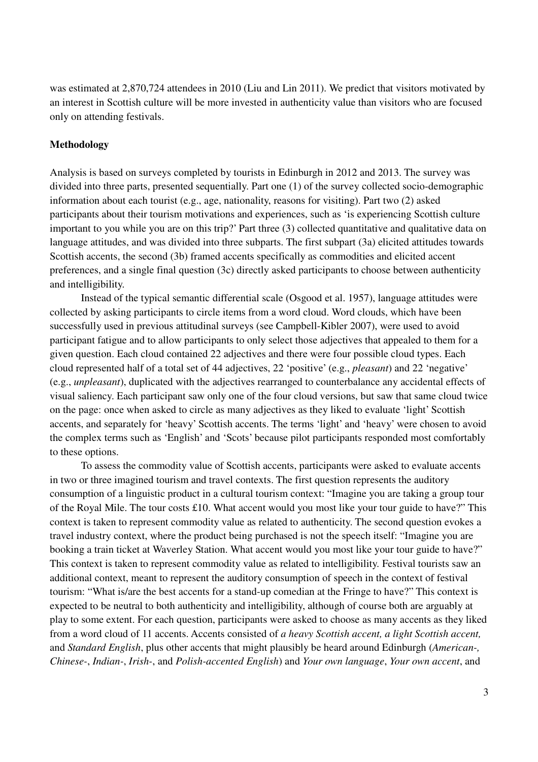was estimated at 2,870,724 attendees in 2010 (Liu and Lin 2011). We predict that visitors motivated by an interest in Scottish culture will be more invested in authenticity value than visitors who are focused only on attending festivals.

**Methodology**

Analysis is based on surveys completed by tourists in Edinburgh in 2012 and 2013. The survey was divided into three parts, presented sequentially. Part one (1) of the survey collected socio-demographic information about each tourist (e.g., age, nationality, reasons for visiting). Part two (2) asked participants about their tourism motivations and experiences, such as 'is experiencing Scottish culture important to you while you are on this trip?' Part three (3) collected quantitative and qualitative data on language attitudes, and was divided into three subparts. The first subpart (3a) elicited attitudes towards Scottish accents, the second (3b) framed accents specifically as commodities and elicited accent preferences, and a single final question (3c) directly asked participants to choose between authenticity and intelligibility.

Instead of the typical semantic differential scale (Osgood et al. 1957), language attitudes were collected by asking participants to circle items from a word cloud. Word clouds, which have been successfully used in previous attitudinal surveys (see Campbell-Kibler 2007), were used to avoid participant fatigue and to allow participants to only select those adjectives that appealed to them for a given question. Each cloud contained 22 adjectives and there were four possible cloud types. Each cloud represented half of a total set of 44 adjectives, 22 'positive' (e.g., *pleasant*) and 22 'negative' (e.g., *unpleasant*), duplicated with the adjectives rearranged to counterbalance any accidental effects of visual saliency. Each participant saw only one of the four cloud versions, but saw that same cloud twice on the page: once when asked to circle as many adjectives as they liked to evaluate 'light' Scottish accents, and separately for 'heavy' Scottish accents. The terms 'light' and 'heavy' were chosen to avoid the complex terms such as 'English' and 'Scots' because pilot participants responded most comfortably to these options.

To assess the commodity value of Scottish accents, participants were asked to evaluate accents in two or three imagined tourism and travel contexts. The first question represents the auditory consumption of a linguistic product in a cultural tourism context: "Imagine you are taking a group tour of the Royal Mile. The tour costs £10. What accent would you most like your tour guide to have?" This context is taken to represent commodity value as related to authenticity. The second question evokes a travel industry context, where the product being purchased is not the speech itself: "Imagine you are booking a train ticket at Waverley Station. What accent would you most like your tour guide to have?" This context is taken to represent commodity value as related to intelligibility. Festival tourists saw an additional context, meant to represent the auditory consumption of speech in the context of festival tourism: "What is/are the best accents for a stand-up comedian at the Fringe to have?" This context is expected to be neutral to both authenticity and intelligibility, although of course both are arguably at play to some extent. For each question, participants were asked to choose as many accents as they liked from a word cloud of 11 accents. Accents consisted of *a heavy Scottish accent, a light Scottish accent,* and *Standard English*, plus other accents that might plausibly be heard around Edinburgh (*American-, Chinese-*, *Indian-*, *Irish-*, and *Polish-accented English*) and *Your own language*, *Your own accent*, and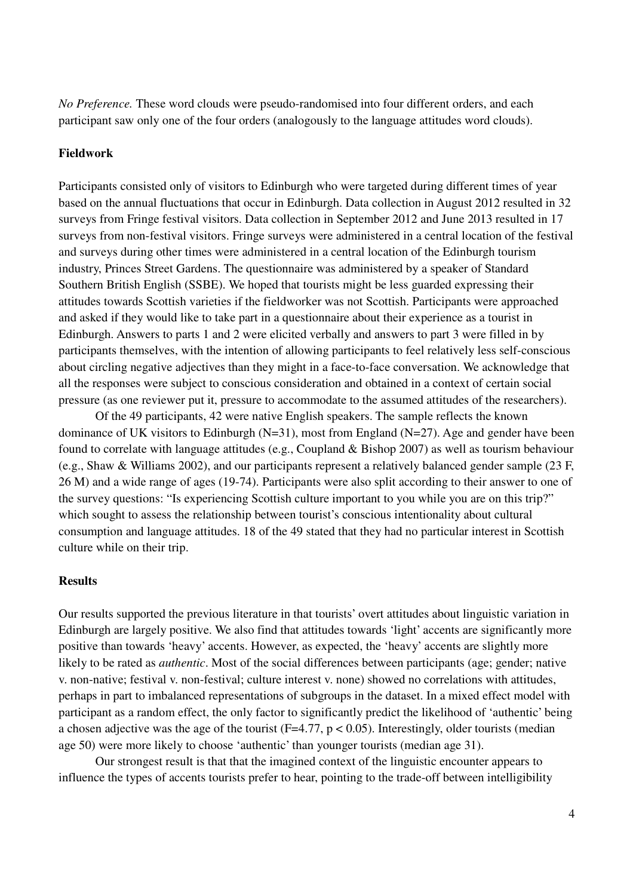*No Preference.* These word clouds were pseudo-randomised into four different orders, and each participant saw only one of the four orders (analogously to the language attitudes word clouds).

**Fieldwork**

Participants consisted only of visitors to Edinburgh who were targeted during different times of year based on the annual fluctuations that occur in Edinburgh. Data collection in August 2012 resulted in 32 surveys from Fringe festival visitors. Data collection in September 2012 and June 2013 resulted in 17 surveys from non-festival visitors. Fringe surveys were administered in a central location of the festival and surveys during other times were administered in a central location of the Edinburgh tourism industry, Princes Street Gardens. The questionnaire was administered by a speaker of Standard Southern British English (SSBE). We hoped that tourists might be less guarded expressing their attitudes towards Scottish varieties if the fieldworker was not Scottish. Participants were approached and asked if they would like to take part in a questionnaire about their experience as a tourist in Edinburgh. Answers to parts 1 and 2 were elicited verbally and answers to part 3 were filled in by participants themselves, with the intention of allowing participants to feel relatively less self-conscious about circling negative adjectives than they might in a face-to-face conversation. We acknowledge that all the responses were subject to conscious consideration and obtained in a context of certain social pressure (as one reviewer put it, pressure to accommodate to the assumed attitudes of the researchers).

Of the 49 participants, 42 were native English speakers. The sample reflects the known dominance of UK visitors to Edinburgh (N=31), most from England (N=27). Age and gender have been found to correlate with language attitudes (e.g., Coupland & Bishop 2007) as well as tourism behaviour (e.g., Shaw & Williams 2002), and our participants represent a relatively balanced gender sample (23 F, 26 M) and a wide range of ages (19-74). Participants were also split according to their answer to one of the survey questions: "Is experiencing Scottish culture important to you while you are on this trip?" which sought to assess the relationship between tourist's conscious intentionality about cultural consumption and language attitudes. 18 of the 49 stated that they had no particular interest in Scottish culture while on their trip.

**Results**

Our results supported the previous literature in that tourists' overt attitudes about linguistic variation in Edinburgh are largely positive. We also find that attitudes towards 'light' accents are significantly more positive than towards 'heavy' accents. However, as expected, the 'heavy' accents are slightly more likely to be rated as *authentic*. Most of the social differences between participants (age; gender; native v. non-native; festival v. non-festival; culture interest v. none) showed no correlations with attitudes, perhaps in part to imbalanced representations of subgroups in the dataset. In a mixed effect model with participant as a random effect, the only factor to significantly predict the likelihood of 'authentic' being a chosen adjective was the age of the tourist ($F=4.77$, $p < 0.05$). Interestingly, older tourists (median age 50) were more likely to choose 'authentic' than younger tourists (median age 31).

Our strongest result is that that the imagined context of the linguistic encounter appears to influence the types of accents tourists prefer to hear, pointing to the trade-off between intelligibility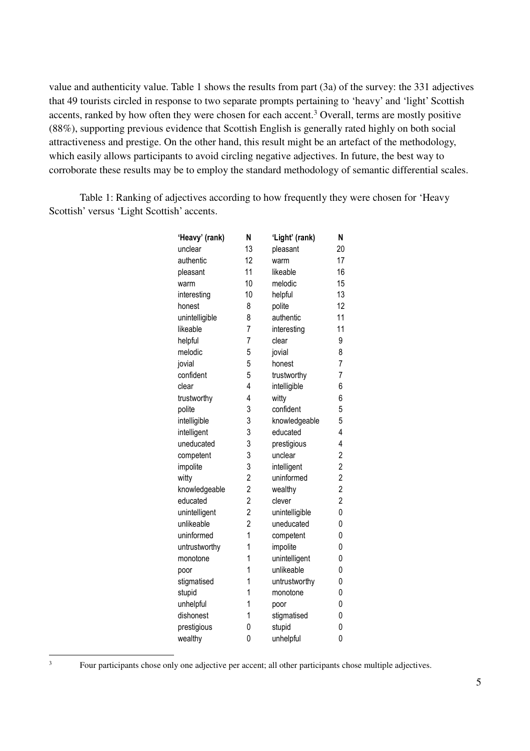value and authenticity value. Table 1 shows the results from part (3a) of the survey: the 331 adjectives that 49 tourists circled in response to two separate prompts pertaining to 'heavy' and 'light' Scottish accents, ranked by how often they were chosen for each accent.[3] Overall, terms are mostly positive (88%), supporting previous evidence that Scottish English is generally rated highly on both social attractiveness and prestige. On the other hand, this result might be an artefact of the methodology, which easily allows participants to avoid circling negative adjectives. In future, the best way to corroborate these results may be to employ the standard methodology of semantic differential scales.

Table 1: Ranking of adjectives according to how frequently they were chosen for 'Heavy Scottish' versus 'Light Scottish' accents.

| 'Heavy' (rank) | N | 'Light' (rank) | N |
|---|---|---|---|
| unclear | 13 | pleasant | 20 |
| authentic | 12 | warm | 17 |
| pleasant | 11 | likeable | 16 |
| warm | 10 | melodic | 15 |
| interesting | 10 | helpful | 13 |
| honest | 8 | polite | 12 |
| unintelligible | 8 | authentic | 11 |
| likeable | 7 | interesting | 11 |
| helpful | 7 | clear | 9 |
| melodic | 5 | jovial | 8 |
| jovial | 5 | honest | 7 |
| confident | 5 | trustworthy | 7 |
| clear | 4 | intelligible | 6 |
| trustworthy | 4 | witty | 6 |
| polite | 3 | confident | 5 |
| intelligible | 3 | knowledgeable | 5 |
| intelligent | 3 | educated | 4 |
| uneducated | 3 | prestigious | 4 |
| competent | 3 | unclear | 2 |
| impolite | 3 | intelligent | 2 |
| witty | 2 | uninformed | 2 |
| knowledgeable | 2 | wealthy | 2 |
| educated | 2 | clever | 2 |
| unintelligent | 2 | unintelligible | 0 |
| unlikeable | 2 | uneducated | 0 |
| uninformed | 1 | competent | 0 |
| untrustworthy | 1 | impolite | 0 |
| monotone | 1 | unintelligent | 0 |
| poor | 1 | unlikeable | 0 |
| stigmatised | 1 | untrustworthy | 0 |
| stupid | 1 | monotone | 0 |
| unhelpful | 1 | poor | 0 |
| dishonest | 1 | stigmatised | 0 |
| prestigious | 0 | stupid | 0 |
| wealthy | 0 | unhelpful | 0 |

[3] Four participants chose only one adjective per accent; all other participants chose multiple adjectives.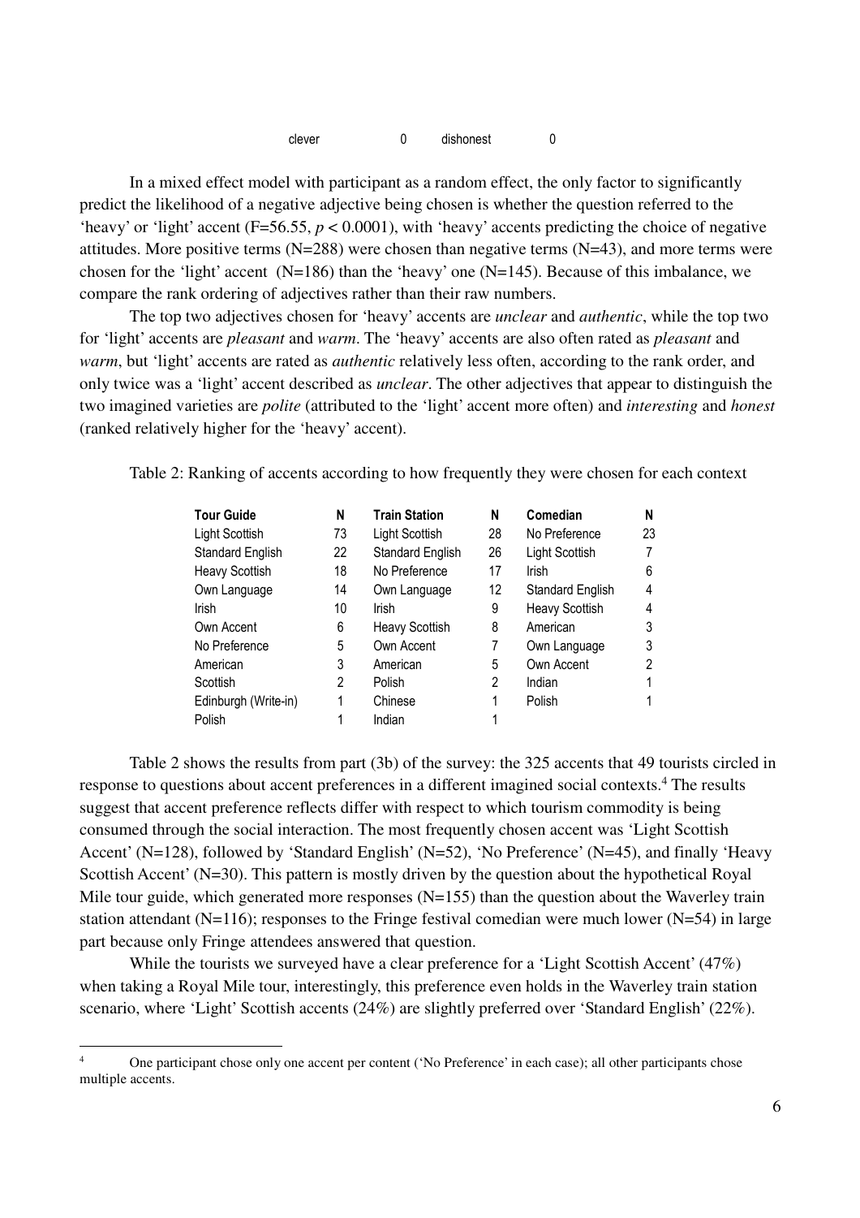| clever | 0 | dishonest | 0 |
|---|---|---|---|

In a mixed effect model with participant as a random effect, the only factor to significantly predict the likelihood of a negative adjective being chosen is whether the question referred to the 'heavy' or 'light' accent ($F$=56.55, $p < 0.0001$), with 'heavy' accents predicting the choice of negative attitudes. More positive terms (N=288) were chosen than negative terms (N=43), and more terms were chosen for the 'light' accent (N=186) than the 'heavy' one (N=145). Because of this imbalance, we compare the rank ordering of adjectives rather than their raw numbers.

The top two adjectives chosen for 'heavy' accents are *unclear* and *authentic*, while the top two for 'light' accents are *pleasant* and *warm*. The 'heavy' accents are also often rated as *pleasant* and *warm*, but 'light' accents are rated as *authentic* relatively less often, according to the rank order, and only twice was a 'light' accent described as *unclear*. The other adjectives that appear to distinguish the two imagined varieties are *polite* (attributed to the 'light' accent more often) and *interesting* and *honest* (ranked relatively higher for the 'heavy' accent).

Table 2: Ranking of accents according to how frequently they were chosen for each context

| Tour Guide | N | Train Station | N | Comedian | N |
|---|---|---|---|---|---|
| Light Scottish | 73 | Light Scottish | 28 | No Preference | 23 |
| Standard English | 22 | Standard English | 26 | Light Scottish | 7 |
| Heavy Scottish | 18 | No Preference | 17 | Irish | 6 |
| Own Language | 14 | Own Language | 12 | Standard English | 4 |
| Irish | 10 | Irish | 9 | Heavy Scottish | 4 |
| Own Accent | 6 | Heavy Scottish | 8 | American | 3 |
| No Preference | 5 | Own Accent | 7 | Own Language | 3 |
| American | 3 | American | 5 | Own Accent | 2 |
| Scottish | 2 | Polish | 2 | Indian | 1 |
| Edinburgh (Write-in) | 1 | Chinese | 1 | Polish | 1 |
| Polish | 1 | Indian | 1 | | |

Table 2 shows the results from part (3b) of the survey: the 325 accents that 49 tourists circled in response to questions about accent preferences in a different imagined social contexts.[4] The results suggest that accent preference reflects differ with respect to which tourism commodity is being consumed through the social interaction. The most frequently chosen accent was 'Light Scottish Accent' (N=128), followed by 'Standard English' (N=52), 'No Preference' (N=45), and finally 'Heavy Scottish Accent' (N=30). This pattern is mostly driven by the question about the hypothetical Royal Mile tour guide, which generated more responses (N=155) than the question about the Waverley train station attendant (N=116); responses to the Fringe festival comedian were much lower (N=54) in large part because only Fringe attendees answered that question.

While the tourists we surveyed have a clear preference for a 'Light Scottish Accent' (47%) when taking a Royal Mile tour, interestingly, this preference even holds in the Waverley train station scenario, where 'Light' Scottish accents (24%) are slightly preferred over 'Standard English' (22%).

[4] One participant chose only one accent per content ('No Preference' in each case); all other participants chose multiple accents.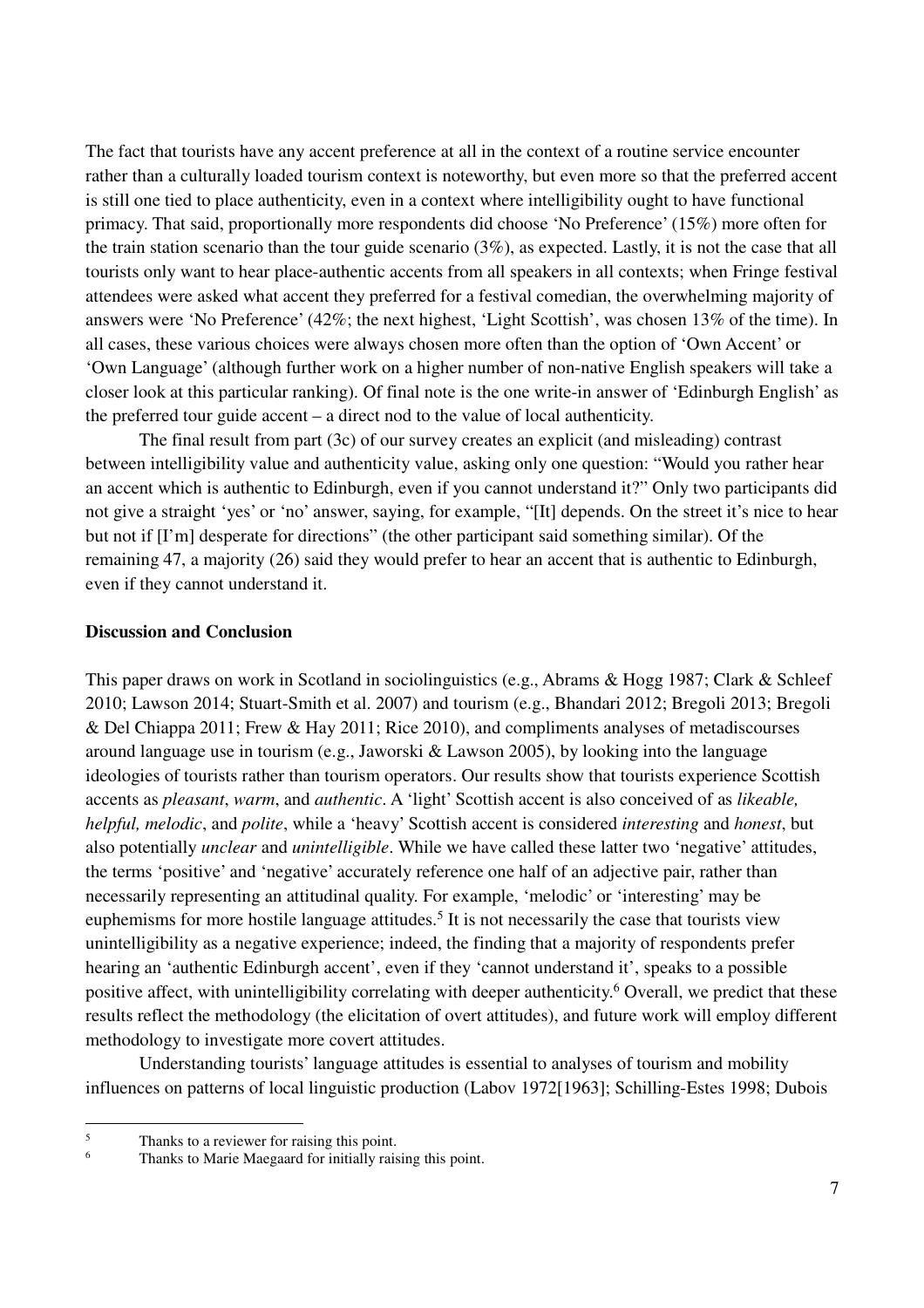The fact that tourists have any accent preference at all in the context of a routine service encounter rather than a culturally loaded tourism context is noteworthy, but even more so that the preferred accent is still one tied to place authenticity, even in a context where intelligibility ought to have functional primacy. That said, proportionally more respondents did choose 'No Preference' (15%) more often for the train station scenario than the tour guide scenario (3%), as expected. Lastly, it is not the case that all tourists only want to hear place-authentic accents from all speakers in all contexts; when Fringe festival attendees were asked what accent they preferred for a festival comedian, the overwhelming majority of answers were 'No Preference' (42%; the next highest, 'Light Scottish', was chosen 13% of the time). In all cases, these various choices were always chosen more often than the option of 'Own Accent' or 'Own Language' (although further work on a higher number of non-native English speakers will take a closer look at this particular ranking). Of final note is the one write-in answer of 'Edinburgh English' as the preferred tour guide accent – a direct nod to the value of local authenticity.

The final result from part (3c) of our survey creates an explicit (and misleading) contrast between intelligibility value and authenticity value, asking only one question: "Would you rather hear an accent which is authentic to Edinburgh, even if you cannot understand it?" Only two participants did not give a straight 'yes' or 'no' answer, saying, for example, "[It] depends. On the street it's nice to hear but not if [I'm] desperate for directions" (the other participant said something similar). Of the remaining 47, a majority (26) said they would prefer to hear an accent that is authentic to Edinburgh, even if they cannot understand it.

**Discussion and Conclusion**

This paper draws on work in Scotland in sociolinguistics (e.g., Abrams & Hogg 1987; Clark & Schleef 2010; Lawson 2014; Stuart-Smith et al. 2007) and tourism (e.g., Bhandari 2012; Bregoli 2013; Bregoli & Del Chiappa 2011; Frew & Hay 2011; Rice 2010), and compliments analyses of metadiscourses around language use in tourism (e.g., Jaworski & Lawson 2005), by looking into the language ideologies of tourists rather than tourism operators. Our results show that tourists experience Scottish accents as *pleasant*, *warm*, and *authentic*. A 'light' Scottish accent is also conceived of as *likeable, helpful, melodic*, and *polite*, while a 'heavy' Scottish accent is considered *interesting* and *honest*, but also potentially *unclear* and *unintelligible*. While we have called these latter two 'negative' attitudes, the terms 'positive' and 'negative' accurately reference one half of an adjective pair, rather than necessarily representing an attitudinal quality. For example, 'melodic' or 'interesting' may be euphemisms for more hostile language attitudes.[5] It is not necessarily the case that tourists view unintelligibility as a negative experience; indeed, the finding that a majority of respondents prefer hearing an 'authentic Edinburgh accent', even if they 'cannot understand it', speaks to a possible positive affect, with unintelligibility correlating with deeper authenticity.[6] Overall, we predict that these results reflect the methodology (the elicitation of overt attitudes), and future work will employ different methodology to investigate more covert attitudes.

Understanding tourists' language attitudes is essential to analyses of tourism and mobility influences on patterns of local linguistic production (Labov 1972[1963]; Schilling-Estes 1998; Dubois

[5] Thanks to a reviewer for raising this point.

[6] Thanks to Marie Maegaard for initially raising this point.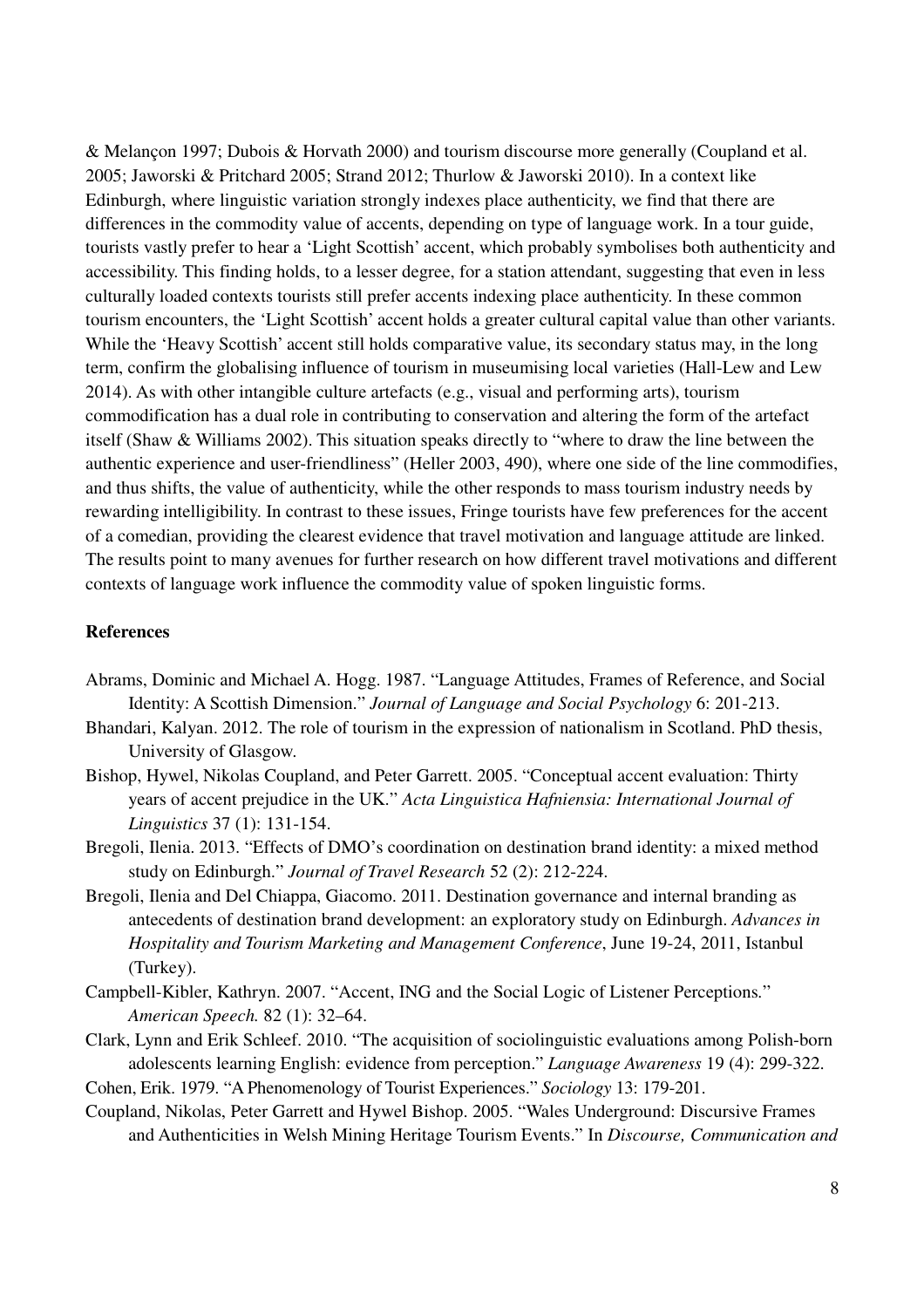& Melançon 1997; Dubois & Horvath 2000) and tourism discourse more generally (Coupland et al. 2005; Jaworski & Pritchard 2005; Strand 2012; Thurlow & Jaworski 2010). In a context like Edinburgh, where linguistic variation strongly indexes place authenticity, we find that there are differences in the commodity value of accents, depending on type of language work. In a tour guide, tourists vastly prefer to hear a 'Light Scottish' accent, which probably symbolises both authenticity and accessibility. This finding holds, to a lesser degree, for a station attendant, suggesting that even in less culturally loaded contexts tourists still prefer accents indexing place authenticity. In these common tourism encounters, the 'Light Scottish' accent holds a greater cultural capital value than other variants. While the 'Heavy Scottish' accent still holds comparative value, its secondary status may, in the long term, confirm the globalising influence of tourism in museumising local varieties (Hall-Lew and Lew 2014). As with other intangible culture artefacts (e.g., visual and performing arts), tourism commodification has a dual role in contributing to conservation and altering the form of the artefact itself (Shaw & Williams 2002). This situation speaks directly to "where to draw the line between the authentic experience and user-friendliness" (Heller 2003, 490), where one side of the line commodifies, and thus shifts, the value of authenticity, while the other responds to mass tourism industry needs by rewarding intelligibility. In contrast to these issues, Fringe tourists have few preferences for the accent of a comedian, providing the clearest evidence that travel motivation and language attitude are linked. The results point to many avenues for further research on how different travel motivations and different contexts of language work influence the commodity value of spoken linguistic forms.

**References**

Abrams, Dominic and Michael A. Hogg. 1987. "Language Attitudes, Frames of Reference, and Social Identity: A Scottish Dimension." *Journal of Language and Social Psychology* 6: 201-213.

Bhandari, Kalyan. 2012. The role of tourism in the expression of nationalism in Scotland. PhD thesis, University of Glasgow.

Bishop, Hywel, Nikolas Coupland, and Peter Garrett. 2005. "Conceptual accent evaluation: Thirty years of accent prejudice in the UK." *Acta Linguistica Hafniensia: International Journal of Linguistics* 37 (1): 131-154.

Bregoli, Ilenia. 2013. "Effects of DMO's coordination on destination brand identity: a mixed method study on Edinburgh." *Journal of Travel Research* 52 (2): 212-224.

Bregoli, Ilenia and Del Chiappa, Giacomo. 2011. Destination governance and internal branding as antecedents of destination brand development: an exploratory study on Edinburgh. *Advances in Hospitality and Tourism Marketing and Management Conference*, June 19-24, 2011, Istanbul (Turkey).

Campbell-Kibler, Kathryn. 2007. "Accent, ING and the Social Logic of Listener Perceptions." *American Speech.* 82 (1): 32–64.

Clark, Lynn and Erik Schleef. 2010. "The acquisition of sociolinguistic evaluations among Polish-born adolescents learning English: evidence from perception." *Language Awareness* 19 (4): 299-322.

Cohen, Erik. 1979. "A Phenomenology of Tourist Experiences." *Sociology* 13: 179-201.

Coupland, Nikolas, Peter Garrett and Hywel Bishop. 2005. "Wales Underground: Discursive Frames and Authenticities in Welsh Mining Heritage Tourism Events." In *Discourse, Communication and*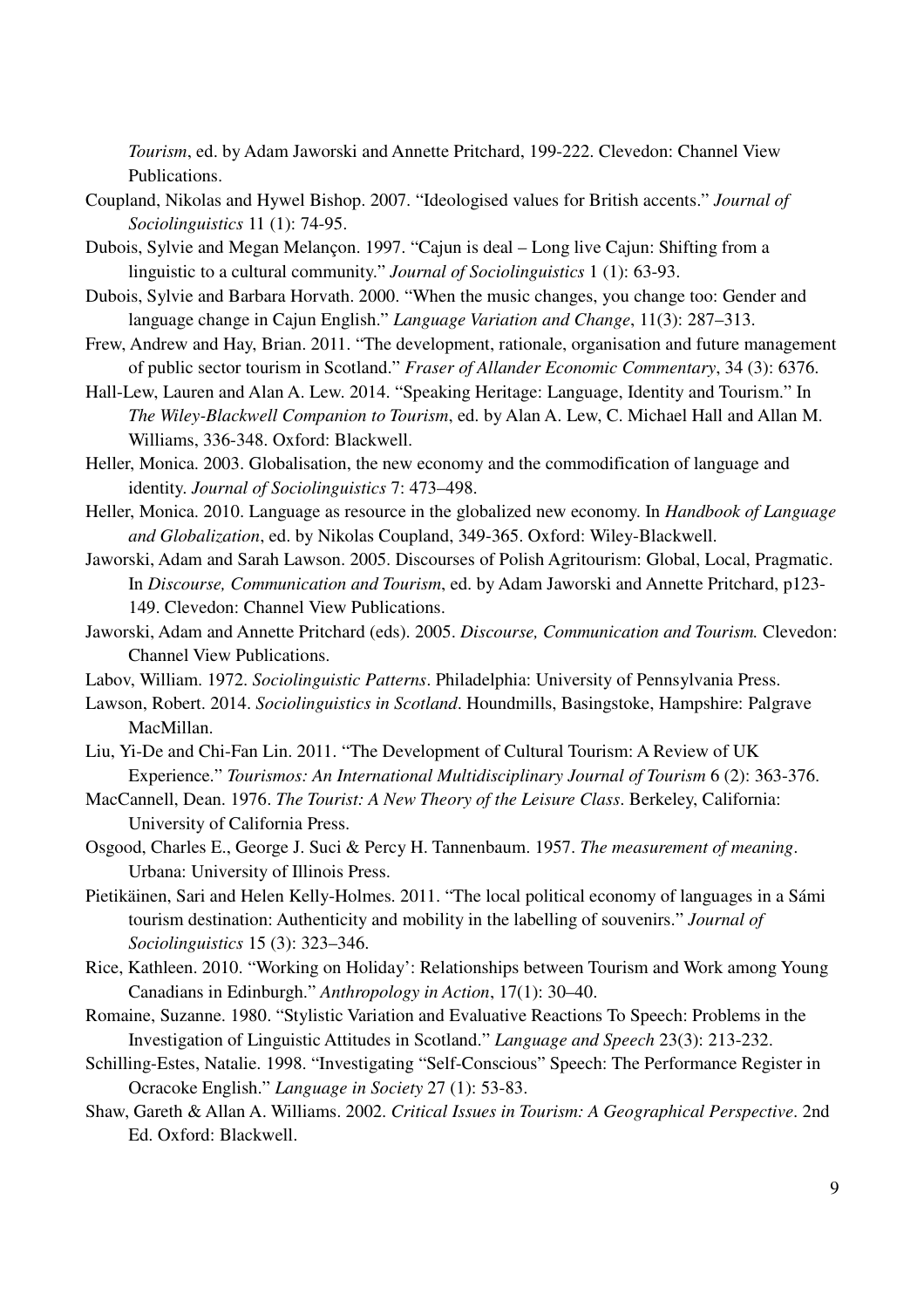*Tourism*, ed. by Adam Jaworski and Annette Pritchard, 199-222. Clevedon: Channel View Publications.

Coupland, Nikolas and Hywel Bishop. 2007. "Ideologised values for British accents." *Journal of Sociolinguistics* 11 (1): 74-95.

Dubois, Sylvie and Megan Melançon. 1997. "Cajun is deal – Long live Cajun: Shifting from a linguistic to a cultural community." *Journal of Sociolinguistics* 1 (1): 63-93.

Dubois, Sylvie and Barbara Horvath. 2000. "When the music changes, you change too: Gender and language change in Cajun English." *Language Variation and Change*, 11(3): 287–313.

Frew, Andrew and Hay, Brian. 2011. "The development, rationale, organisation and future management of public sector tourism in Scotland." *Fraser of Allander Economic Commentary*, 34 (3): 6376.

Hall-Lew, Lauren and Alan A. Lew. 2014. "Speaking Heritage: Language, Identity and Tourism." In *The Wiley-Blackwell Companion to Tourism*, ed. by Alan A. Lew, C. Michael Hall and Allan M. Williams, 336-348. Oxford: Blackwell.

Heller, Monica. 2003. Globalisation, the new economy and the commodification of language and identity. *Journal of Sociolinguistics* 7: 473–498.

Heller, Monica. 2010. Language as resource in the globalized new economy. In *Handbook of Language and Globalization*, ed. by Nikolas Coupland, 349-365. Oxford: Wiley-Blackwell.

Jaworski, Adam and Sarah Lawson. 2005. Discourses of Polish Agritourism: Global, Local, Pragmatic. In *Discourse, Communication and Tourism*, ed. by Adam Jaworski and Annette Pritchard, p123-149. Clevedon: Channel View Publications.

Jaworski, Adam and Annette Pritchard (eds). 2005. *Discourse, Communication and Tourism.* Clevedon: Channel View Publications.

Labov, William. 1972. *Sociolinguistic Patterns*. Philadelphia: University of Pennsylvania Press.

Lawson, Robert. 2014. *Sociolinguistics in Scotland*. Houndmills, Basingstoke, Hampshire: Palgrave MacMillan.

Liu, Yi-De and Chi-Fan Lin. 2011. "The Development of Cultural Tourism: A Review of UK Experience." *Tourismos: An International Multidisciplinary Journal of Tourism* 6 (2): 363-376.

MacCannell, Dean. 1976. *The Tourist: A New Theory of the Leisure Class*. Berkeley, California: University of California Press.

Osgood, Charles E., George J. Suci & Percy H. Tannenbaum. 1957. *The measurement of meaning*. Urbana: University of Illinois Press.

Pietikäinen, Sari and Helen Kelly-Holmes. 2011. "The local political economy of languages in a Sámi tourism destination: Authenticity and mobility in the labelling of souvenirs." *Journal of Sociolinguistics* 15 (3): 323–346.

Rice, Kathleen. 2010. "Working on Holiday': Relationships between Tourism and Work among Young Canadians in Edinburgh." *Anthropology in Action*, 17(1): 30–40.

Romaine, Suzanne. 1980. "Stylistic Variation and Evaluative Reactions To Speech: Problems in the Investigation of Linguistic Attitudes in Scotland." *Language and Speech* 23(3): 213-232.

Schilling-Estes, Natalie. 1998. "Investigating "Self-Conscious" Speech: The Performance Register in Ocracoke English." *Language in Society* 27 (1): 53-83.

Shaw, Gareth & Allan A. Williams. 2002. *Critical Issues in Tourism: A Geographical Perspective*. 2nd Ed. Oxford: Blackwell.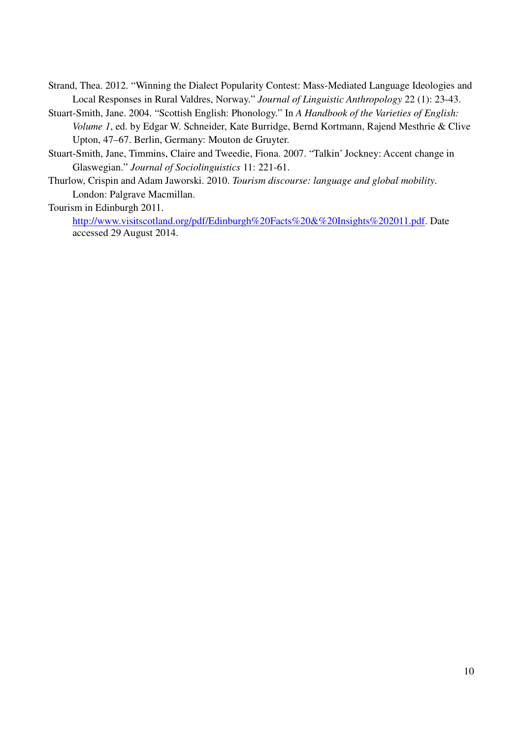Strand, Thea. 2012. "Winning the Dialect Popularity Contest: Mass-Mediated Language Ideologies and Local Responses in Rural Valdres, Norway." *Journal of Linguistic Anthropology* 22 (1): 23-43.

Stuart-Smith, Jane. 2004. "Scottish English: Phonology." In *A Handbook of the Varieties of English: Volume 1*, ed. by Edgar W. Schneider, Kate Burridge, Bernd Kortmann, Rajend Mesthrie & Clive Upton, 47–67. Berlin, Germany: Mouton de Gruyter.

Stuart-Smith, Jane, Timmins, Claire and Tweedie, Fiona. 2007. "Talkin' Jockney: Accent change in Glaswegian." *Journal of Sociolinguistics* 11: 221-61.

Thurlow, Crispin and Adam Jaworski. 2010. *Tourism discourse: language and global mobility*. London: Palgrave Macmillan.

Tourism in Edinburgh 2011. http://www.visitscotland.org/pdf/Edinburgh%20Facts%20&%20Insights%202011.pdf. Date accessed 29 August 2014.